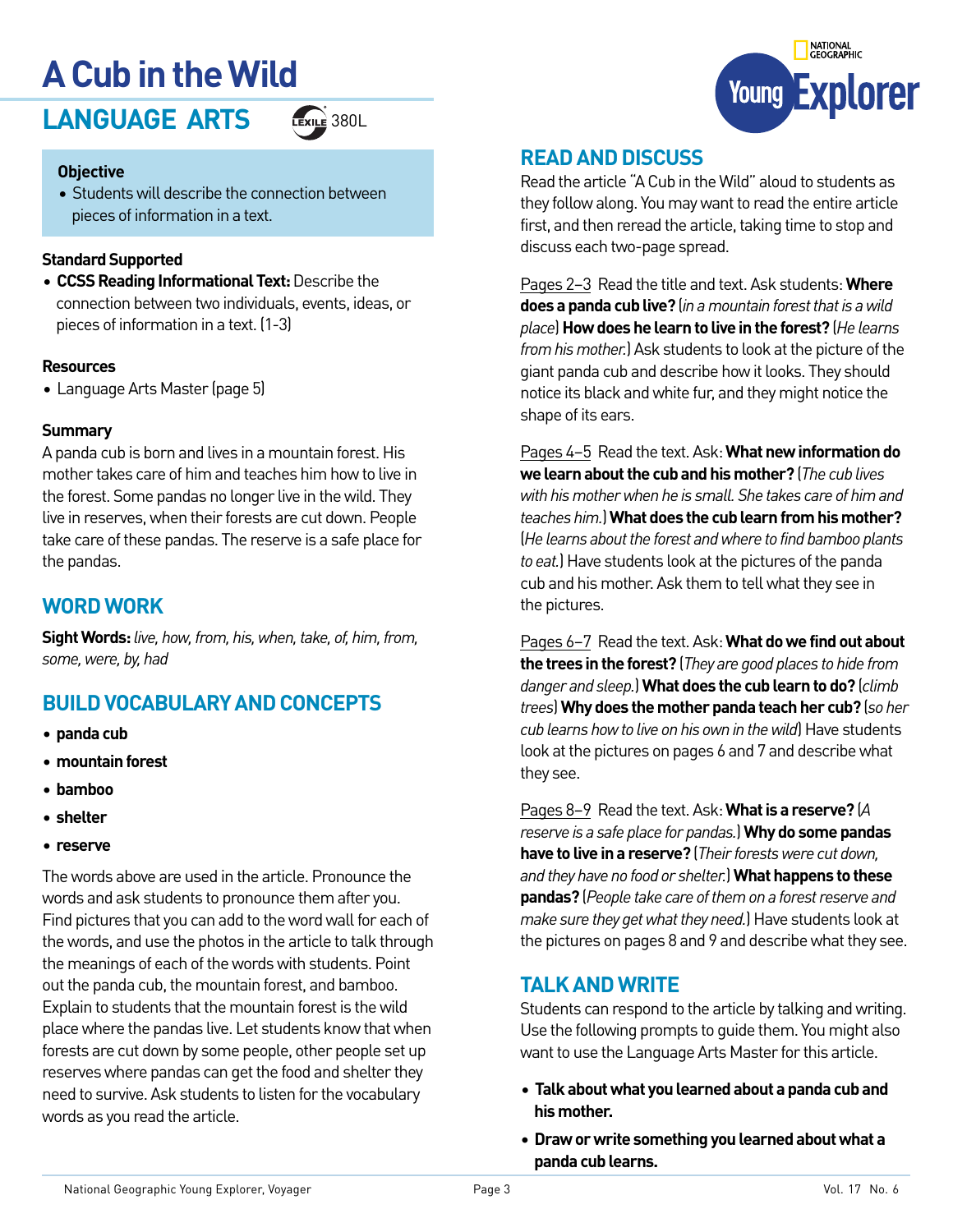# A Cub in the Wild

## LANGUAGE ARTS

LEXILE 380L

**Objective**

- Students will describe the connection between pieces of information in a text.

**Standard Supported**

- **CCSS Reading Informational Text:** Describe the connection between two individuals, events, ideas, or pieces of information in a text. (1-3)

**Resources**

- Language Arts Master (page 5)

**Summary**

A panda cub is born and lives in a mountain forest. His mother takes care of him and teaches him how to live in the forest. Some pandas no longer live in the wild. They live in reserves, when their forests are cut down. People take care of these pandas. The reserve is a safe place for the pandas.

## WORD WORK

**Sight Words:** *live, how, from, his, when, take, of, him, from, some, were, by, had*

## BUILD VOCABULARY AND CONCEPTS

- **panda cub**
- **mountain forest**
- **bamboo**
- **shelter**
- **reserve**

The words above are used in the article. Pronounce the words and ask students to pronounce them after you. Find pictures that you can add to the word wall for each of the words, and use the photos in the article to talk through the meanings of each of the words with students. Point out the panda cub, the mountain forest, and bamboo. Explain to students that the mountain forest is the wild place where the pandas live. Let students know that when forests are cut down by some people, other people set up reserves where pandas can get the food and shelter they need to survive. Ask students to listen for the vocabulary words as you read the article.

## READ AND DISCUSS

Read the article "A Cub in the Wild" aloud to students as they follow along. You may want to read the entire article first, and then reread the article, taking time to stop and discuss each two-page spread.

Pages 2–3 Read the title and text. Ask students: **Where does a panda cub live?** (*in a mountain forest that is a wild place*) **How does he learn to live in the forest?** (*He learns from his mother.*) Ask students to look at the picture of the giant panda cub and describe how it looks. They should notice its black and white fur, and they might notice the shape of its ears.

Pages 4–5 Read the text. Ask: **What new information do we learn about the cub and his mother?** (*The cub lives with his mother when he is small. She takes care of him and teaches him.*) **What does the cub learn from his mother?** (*He learns about the forest and where to find bamboo plants to eat.*) Have students look at the pictures of the panda cub and his mother. Ask them to tell what they see in the pictures.

Pages 6–7 Read the text. Ask: **What do we find out about the trees in the forest?** (*They are good places to hide from danger and sleep.*) **What does the cub learn to do?** (*climb trees*) **Why does the mother panda teach her cub?** (*so her cub learns how to live on his own in the wild*) Have students look at the pictures on pages 6 and 7 and describe what they see.

Pages 8–9 Read the text. Ask: **What is a reserve?** (*A reserve is a safe place for pandas.*) **Why do some pandas have to live in a reserve?** (*Their forests were cut down, and they have no food or shelter.*) **What happens to these pandas?** (*People take care of them on a forest reserve and make sure they get what they need.*) Have students look at the pictures on pages 8 and 9 and describe what they see.

## TALK AND WRITE

Students can respond to the article by talking and writing. Use the following prompts to guide them. You might also want to use the Language Arts Master for this article.

- **Talk about what you learned about a panda cub and his mother.**
- **Draw or write something you learned about what a panda cub learns.**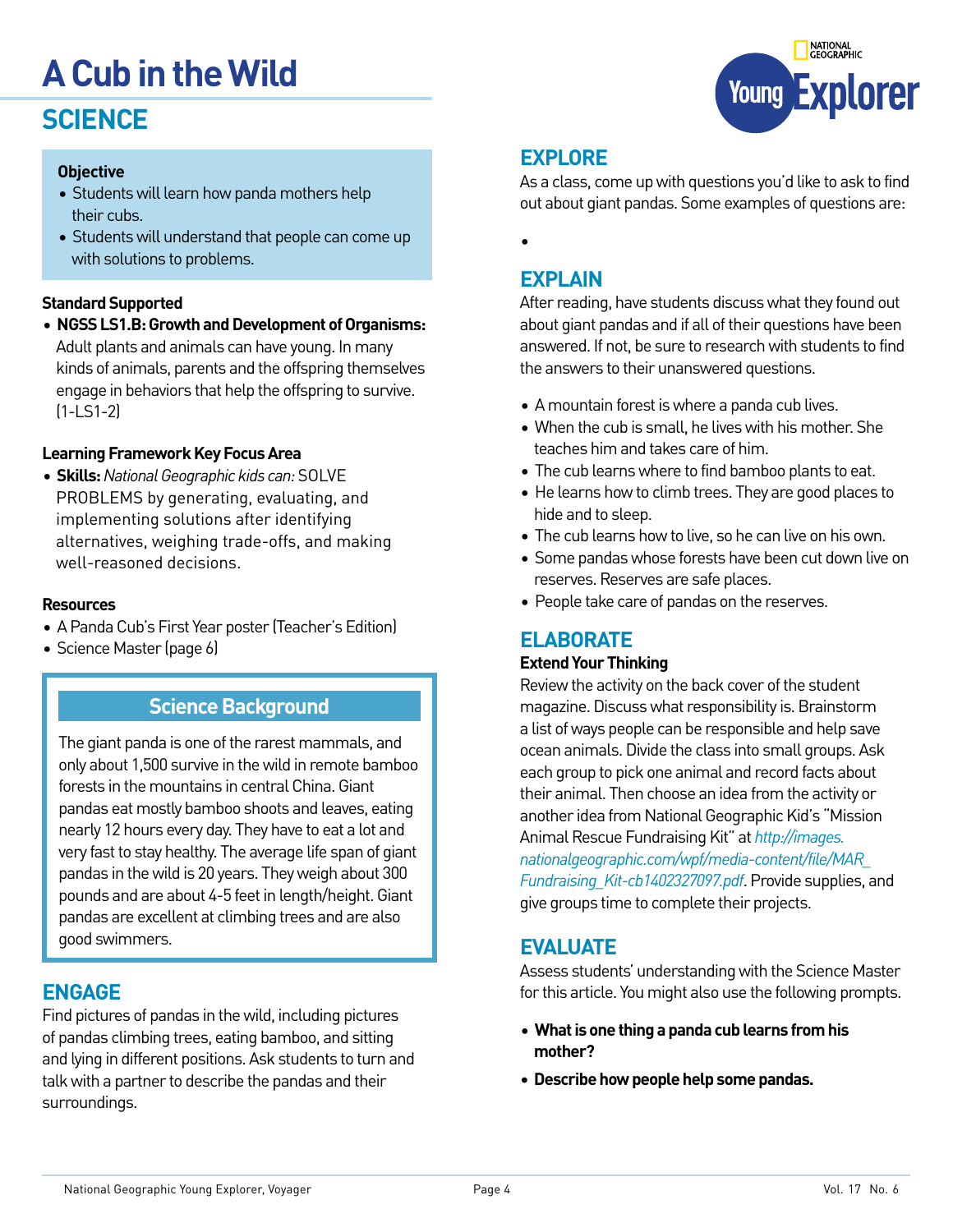# A Cub in the Wild

## SCIENCE

**Objective**

- Students will learn how panda mothers help their cubs.
- Students will understand that people can come up with solutions to problems.

**Standard Supported**

- **NGSS LS1.B: Growth and Development of Organisms:** Adult plants and animals can have young. In many kinds of animals, parents and the offspring themselves engage in behaviors that help the offspring to survive. (1-LS1-2)

**Learning Framework Key Focus Area**

- **Skills:** *National Geographic kids can:* SOLVE PROBLEMS by generating, evaluating, and implementing solutions after identifying alternatives, weighing trade-offs, and making well-reasoned decisions.

**Resources**

- A Panda Cub's First Year poster (Teacher's Edition)
- Science Master (page 6)

### Science Background

The giant panda is one of the rarest mammals, and only about 1,500 survive in the wild in remote bamboo forests in the mountains in central China. Giant pandas eat mostly bamboo shoots and leaves, eating nearly 12 hours every day. They have to eat a lot and very fast to stay healthy. The average life span of giant pandas in the wild is 20 years. They weigh about 300 pounds and are about 4-5 feet in length/height. Giant pandas are excellent at climbing trees and are also good swimmers.

## ENGAGE

Find pictures of pandas in the wild, including pictures of pandas climbing trees, eating bamboo, and sitting and lying in different positions. Ask students to turn and talk with a partner to describe the pandas and their surroundings.

## EXPLORE

As a class, come up with questions you'd like to ask to find out about giant pandas. Some examples of questions are:

- 

## EXPLAIN

After reading, have students discuss what they found out about giant pandas and if all of their questions have been answered. If not, be sure to research with students to find the answers to their unanswered questions.

- A mountain forest is where a panda cub lives.
- When the cub is small, he lives with his mother. She teaches him and takes care of him.
- The cub learns where to find bamboo plants to eat.
- He learns how to climb trees. They are good places to hide and to sleep.
- The cub learns how to live, so he can live on his own.
- Some pandas whose forests have been cut down live on reserves. Reserves are safe places.
- People take care of pandas on the reserves.

## ELABORATE

**Extend Your Thinking**

Review the activity on the back cover of the student magazine. Discuss what responsibility is. Brainstorm a list of ways people can be responsible and help save ocean animals. Divide the class into small groups. Ask each group to pick one animal and record facts about their animal. Then choose an idea from the activity or another idea from National Geographic Kid's "Mission Animal Rescue Fundraising Kit" at *http://images.nationalgeographic.com/wpf/media-content/file/MAR_Fundraising_Kit-cb1402327097.pdf*. Provide supplies, and give groups time to complete their projects.

## EVALUATE

Assess students' understanding with the Science Master for this article. You might also use the following prompts.

- **What is one thing a panda cub learns from his mother?**
- **Describe how people help some pandas.**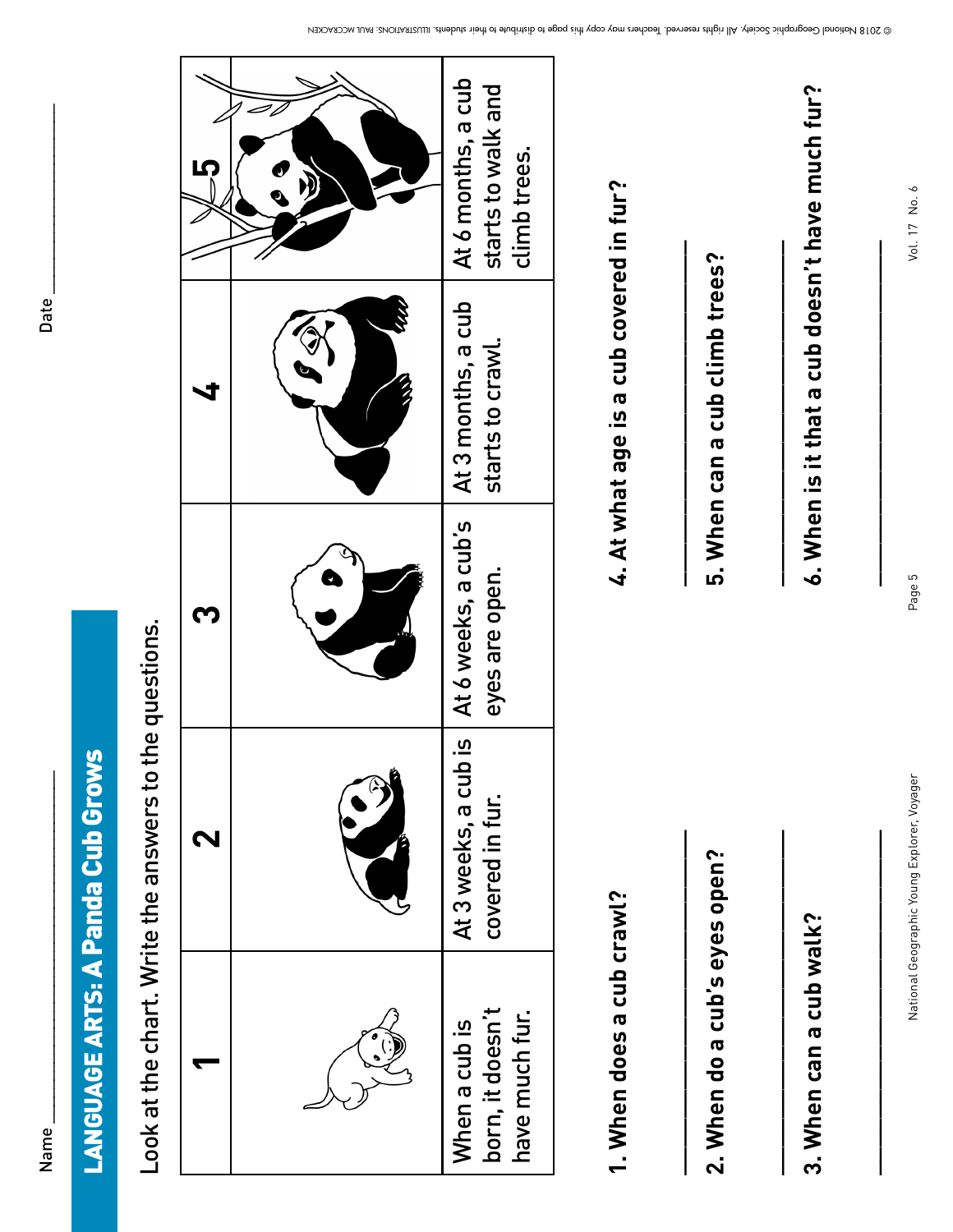Name ____________________ Date ____________________

# LANGUAGE ARTS: A Panda Cub Grows

Look at the chart. Write the answers to the questions.

| 1 | 2 | 3 | 4 | 5 |
|---|---|---|---|---|
| When a cub is born, it doesn't have much fur. | At 3 weeks, a cub is covered in fur. | At 6 weeks, a cub's eyes are open. | At 3 months, a cub starts to crawl. | At 6 months, a cub starts to walk and climb trees. |

**1. When does a cub crawl?**

_______________________________

**2. When do a cub's eyes open?**

_______________________________

**3. When can a cub walk?**

_______________________________

**4. At what age is a cub covered in fur?**

_______________________________

**5. When can a cub climb trees?**

_______________________________

**6. When is it that a cub doesn't have much fur?**

_______________________________

© 2018 National Geographic Society. All rights reserved. Teachers may copy this page to distribute to their students. ILLUSTRATIONS: PAUL MCCRACKEN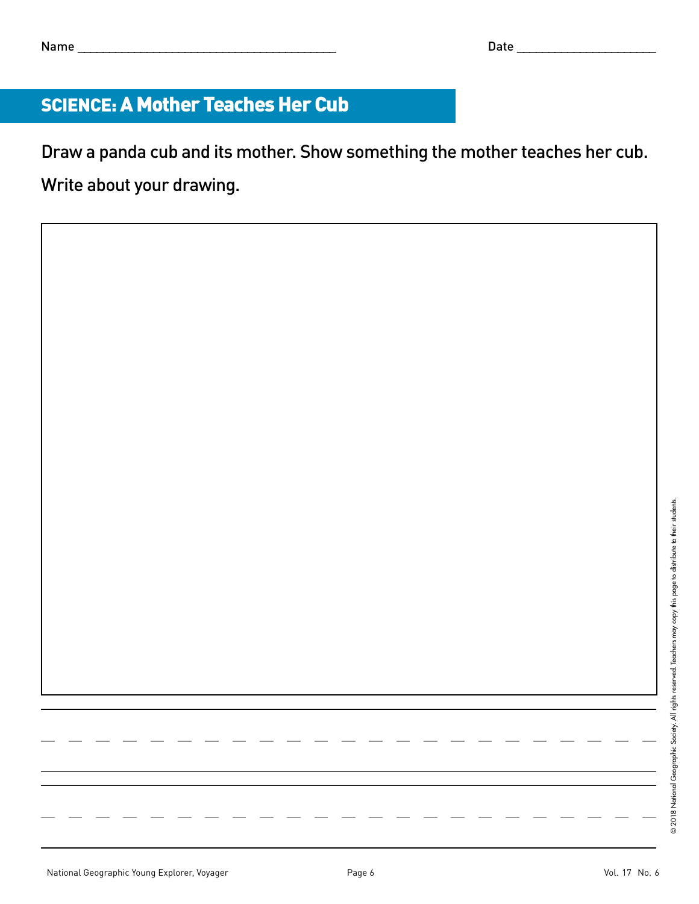Name ________________________________________ Date ____________________

## SCIENCE: A Mother Teaches Her Cub

Draw a panda cub and its mother. Show something the mother teaches her cub.

Write about your drawing.

© 2018 National Geographic Society. All rights reserved. Teachers may copy this page to distribute to their students.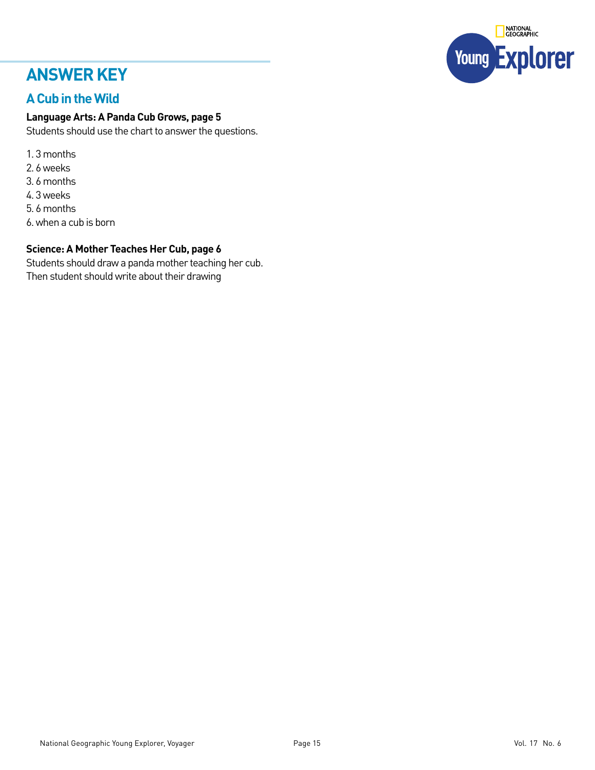# ANSWER KEY

## A Cub in the Wild

**Language Arts: A Panda Cub Grows, page 5**

Students should use the chart to answer the questions.

1. 3 months
2. 6 weeks
3. 6 months
4. 3 weeks
5. 6 months
6. when a cub is born

**Science: A Mother Teaches Her Cub, page 6**

Students should draw a panda mother teaching her cub.
Then student should write about their drawing